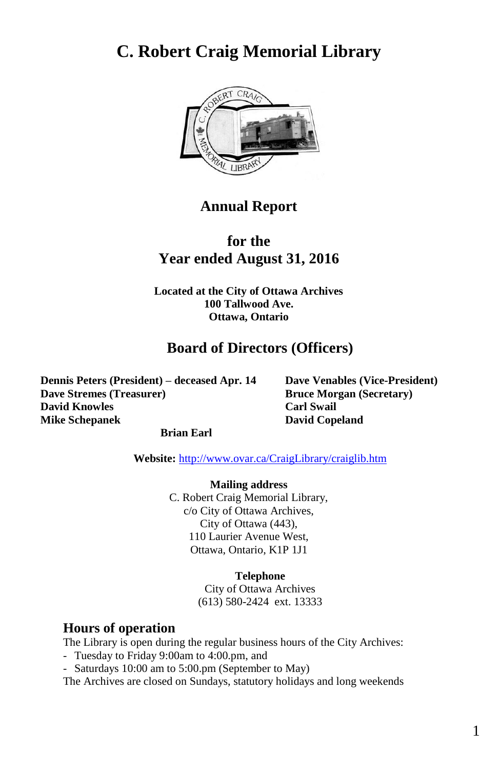# C. Robert Craig Memorial Library

## Annual Report

## for the
## Year ended August 31, 2016

**Located at the City of Ottawa Archives**
**100 Tallwood Ave.**
**Ottawa, Ontario**

## Board of Directors (Officers)

**Dennis Peters (President) – deceased Apr. 14**
**Dave Venables (Vice-President)**
**Dave Stremes (Treasurer)**
**Bruce Morgan (Secretary)**
**David Knowles**
**Carl Swail**
**Mike Schepanek**
**David Copeland**
**Brian Earl**

**Website:** http://www.ovar.ca/CraigLibrary/craiglib.htm

**Mailing address**
C. Robert Craig Memorial Library,
c/o City of Ottawa Archives,
City of Ottawa (443),
110 Laurier Avenue West,
Ottawa, Ontario, K1P 1J1

**Telephone**
City of Ottawa Archives
(613) 580-2424 ext. 13333

## Hours of operation

The Library is open during the regular business hours of the City Archives:

- Tuesday to Friday 9:00am to 4:00.pm, and
- Saturdays 10:00 am to 5:00.pm (September to May)

The Archives are closed on Sundays, statutory holidays and long weekends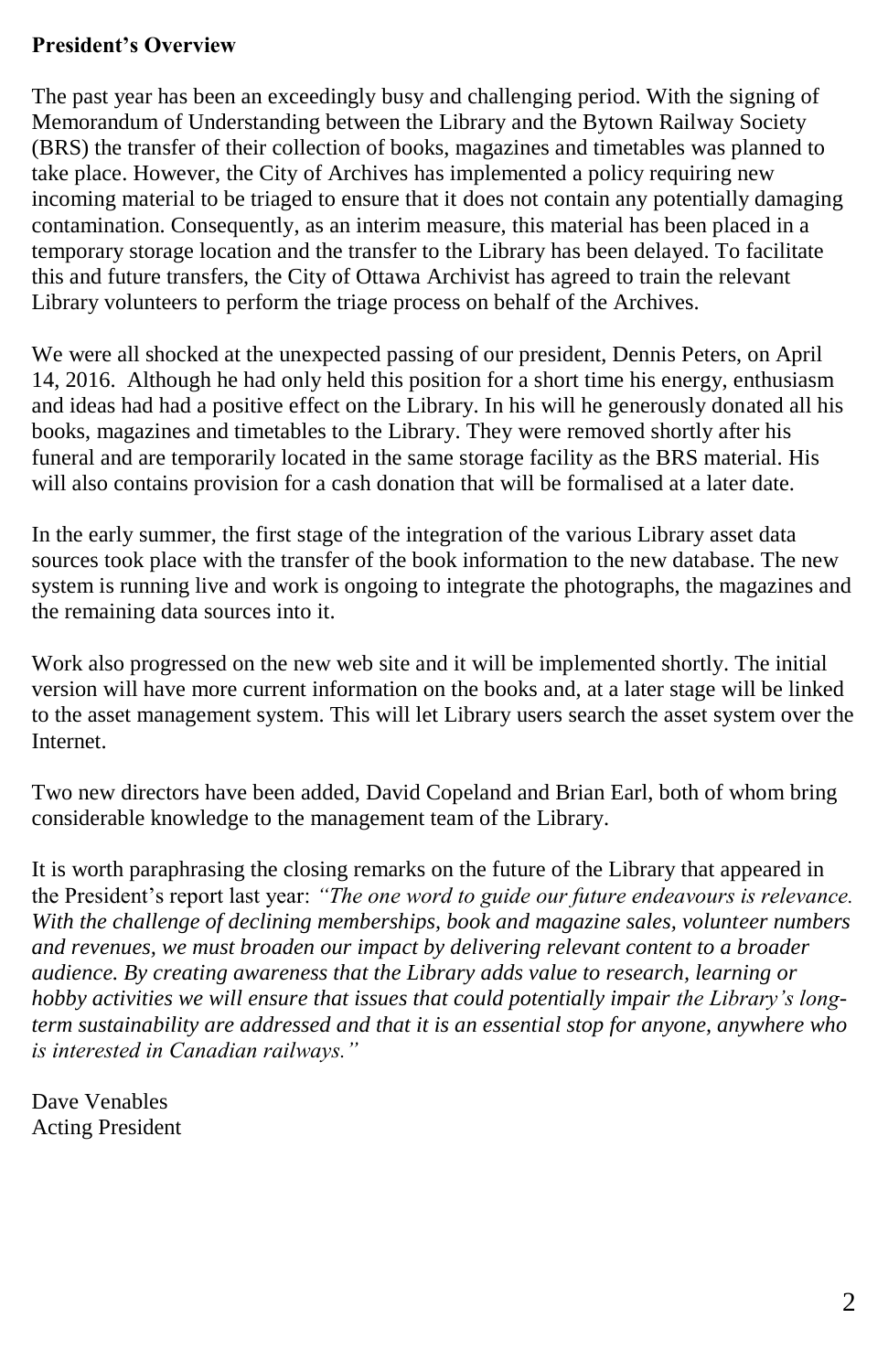**President's Overview**

The past year has been an exceedingly busy and challenging period. With the signing of Memorandum of Understanding between the Library and the Bytown Railway Society (BRS) the transfer of their collection of books, magazines and timetables was planned to take place. However, the City of Archives has implemented a policy requiring new incoming material to be triaged to ensure that it does not contain any potentially damaging contamination. Consequently, as an interim measure, this material has been placed in a temporary storage location and the transfer to the Library has been delayed. To facilitate this and future transfers, the City of Ottawa Archivist has agreed to train the relevant Library volunteers to perform the triage process on behalf of the Archives.

We were all shocked at the unexpected passing of our president, Dennis Peters, on April 14, 2016. Although he had only held this position for a short time his energy, enthusiasm and ideas had had a positive effect on the Library. In his will he generously donated all his books, magazines and timetables to the Library. They were removed shortly after his funeral and are temporarily located in the same storage facility as the BRS material. His will also contains provision for a cash donation that will be formalised at a later date.

In the early summer, the first stage of the integration of the various Library asset data sources took place with the transfer of the book information to the new database. The new system is running live and work is ongoing to integrate the photographs, the magazines and the remaining data sources into it.

Work also progressed on the new web site and it will be implemented shortly. The initial version will have more current information on the books and, at a later stage will be linked to the asset management system. This will let Library users search the asset system over the Internet.

Two new directors have been added, David Copeland and Brian Earl, both of whom bring considerable knowledge to the management team of the Library.

It is worth paraphrasing the closing remarks on the future of the Library that appeared in the President's report last year: *"The one word to guide our future endeavours is relevance. With the challenge of declining memberships, book and magazine sales, volunteer numbers and revenues, we must broaden our impact by delivering relevant content to a broader audience. By creating awareness that the Library adds value to research, learning or hobby activities we will ensure that issues that could potentially impair the Library's long-term sustainability are addressed and that it is an essential stop for anyone, anywhere who is interested in Canadian railways."*

Dave Venables
Acting President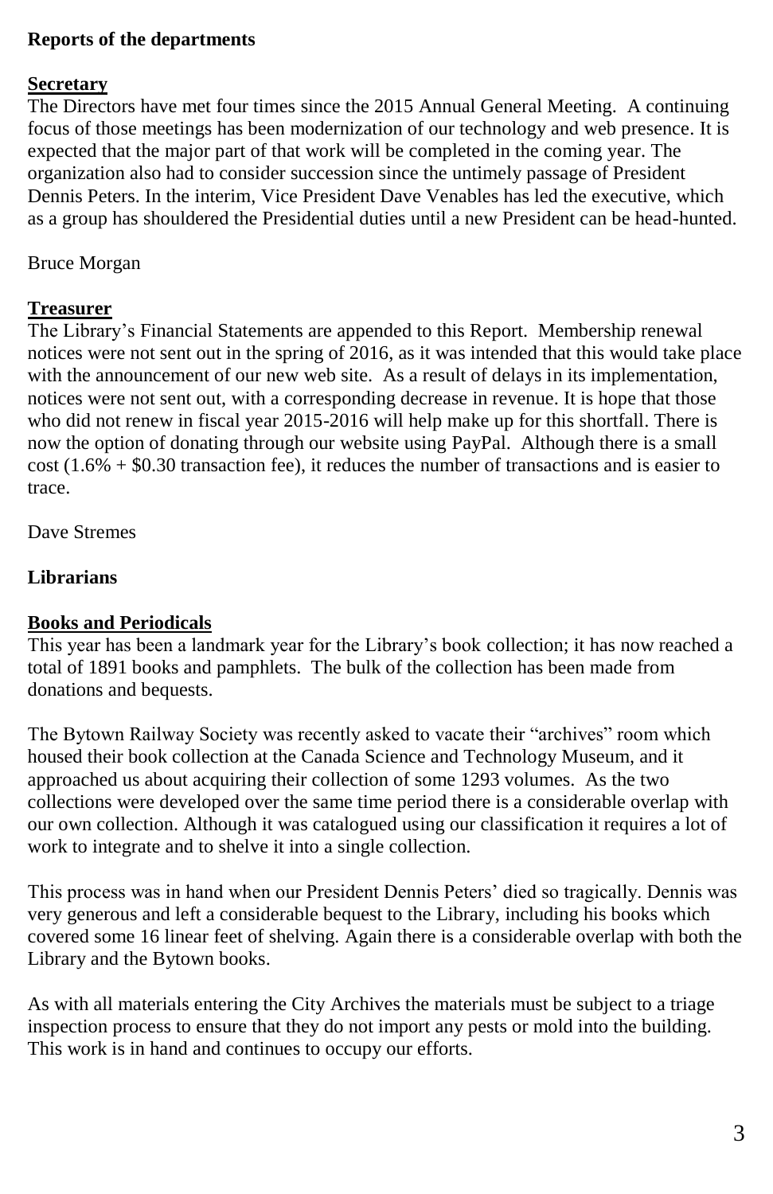**Reports of the departments**

**Secretary**

The Directors have met four times since the 2015 Annual General Meeting. A continuing focus of those meetings has been modernization of our technology and web presence. It is expected that the major part of that work will be completed in the coming year. The organization also had to consider succession since the untimely passage of President Dennis Peters. In the interim, Vice President Dave Venables has led the executive, which as a group has shouldered the Presidential duties until a new President can be head-hunted.

Bruce Morgan

**Treasurer**

The Library's Financial Statements are appended to this Report. Membership renewal notices were not sent out in the spring of 2016, as it was intended that this would take place with the announcement of our new web site. As a result of delays in its implementation, notices were not sent out, with a corresponding decrease in revenue. It is hope that those who did not renew in fiscal year 2015-2016 will help make up for this shortfall. There is now the option of donating through our website using PayPal. Although there is a small cost (1.6% + $0.30 transaction fee), it reduces the number of transactions and is easier to trace.

Dave Stremes

**Librarians**

**Books and Periodicals**

This year has been a landmark year for the Library's book collection; it has now reached a total of 1891 books and pamphlets. The bulk of the collection has been made from donations and bequests.

The Bytown Railway Society was recently asked to vacate their "archives" room which housed their book collection at the Canada Science and Technology Museum, and it approached us about acquiring their collection of some 1293 volumes. As the two collections were developed over the same time period there is a considerable overlap with our own collection. Although it was catalogued using our classification it requires a lot of work to integrate and to shelve it into a single collection.

This process was in hand when our President Dennis Peters' died so tragically. Dennis was very generous and left a considerable bequest to the Library, including his books which covered some 16 linear feet of shelving. Again there is a considerable overlap with both the Library and the Bytown books.

As with all materials entering the City Archives the materials must be subject to a triage inspection process to ensure that they do not import any pests or mold into the building. This work is in hand and continues to occupy our efforts.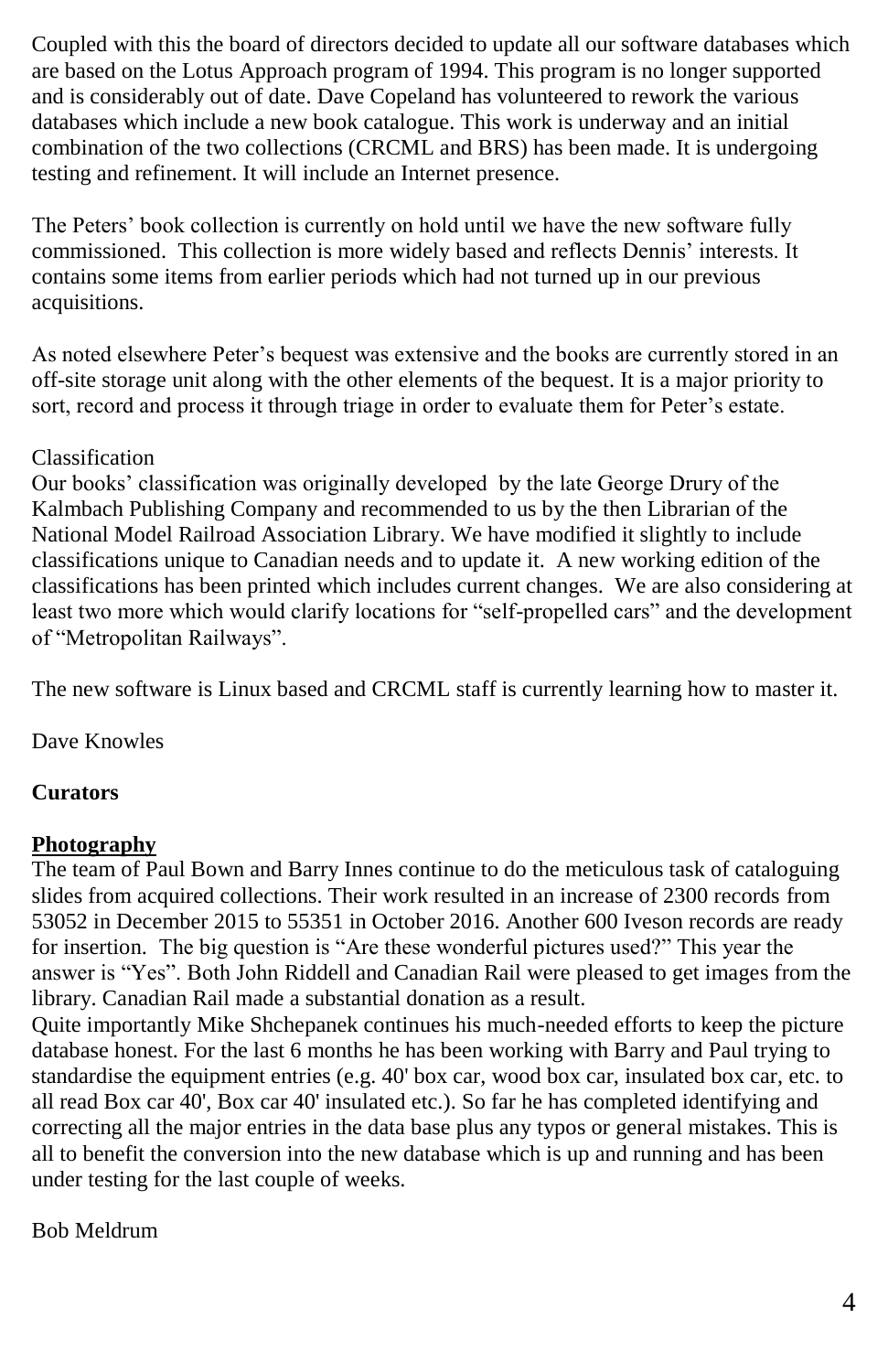Coupled with this the board of directors decided to update all our software databases which are based on the Lotus Approach program of 1994. This program is no longer supported and is considerably out of date. Dave Copeland has volunteered to rework the various databases which include a new book catalogue. This work is underway and an initial combination of the two collections (CRCML and BRS) has been made. It is undergoing testing and refinement. It will include an Internet presence.

The Peters' book collection is currently on hold until we have the new software fully commissioned. This collection is more widely based and reflects Dennis' interests. It contains some items from earlier periods which had not turned up in our previous acquisitions.

As noted elsewhere Peter's bequest was extensive and the books are currently stored in an off-site storage unit along with the other elements of the bequest. It is a major priority to sort, record and process it through triage in order to evaluate them for Peter's estate.

Classification
Our books' classification was originally developed by the late George Drury of the Kalmbach Publishing Company and recommended to us by the then Librarian of the National Model Railroad Association Library. We have modified it slightly to include classifications unique to Canadian needs and to update it. A new working edition of the classifications has been printed which includes current changes. We are also considering at least two more which would clarify locations for "self-propelled cars" and the development of "Metropolitan Railways".

The new software is Linux based and CRCML staff is currently learning how to master it.

Dave Knowles

**Curators**

**<u>Photography</u>**
The team of Paul Bown and Barry Innes continue to do the meticulous task of cataloguing slides from acquired collections. Their work resulted in an increase of 2300 records from 53052 in December 2015 to 55351 in October 2016. Another 600 Iveson records are ready for insertion. The big question is "Are these wonderful pictures used?" This year the answer is "Yes". Both John Riddell and Canadian Rail were pleased to get images from the library. Canadian Rail made a substantial donation as a result.
Quite importantly Mike Shchepanek continues his much-needed efforts to keep the picture database honest. For the last 6 months he has been working with Barry and Paul trying to standardise the equipment entries (e.g. 40' box car, wood box car, insulated box car, etc. to all read Box car 40', Box car 40' insulated etc.). So far he has completed identifying and correcting all the major entries in the data base plus any typos or general mistakes. This is all to benefit the conversion into the new database which is up and running and has been under testing for the last couple of weeks.

Bob Meldrum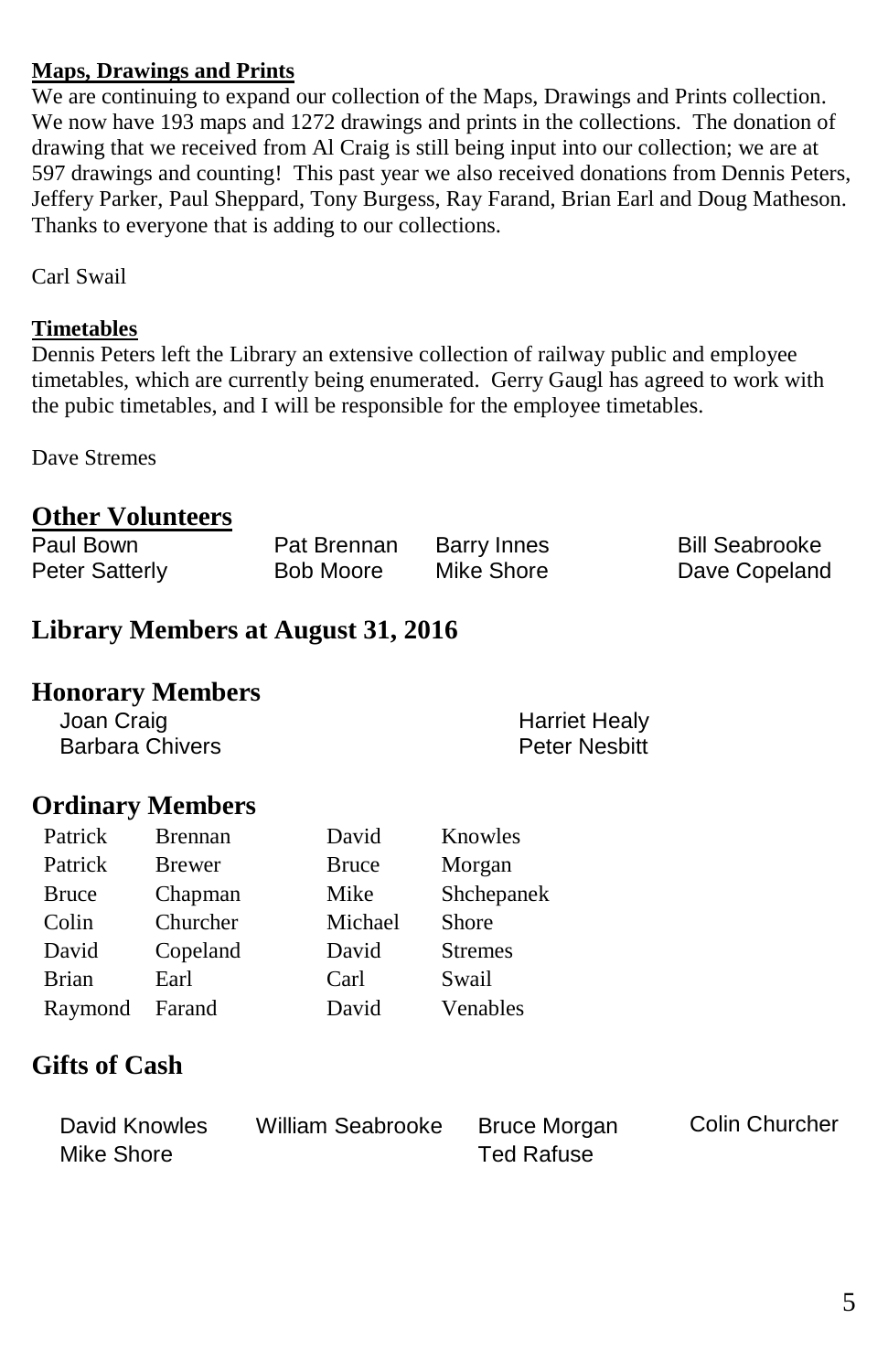**Maps, Drawings and Prints**

We are continuing to expand our collection of the Maps, Drawings and Prints collection. We now have 193 maps and 1272 drawings and prints in the collections. The donation of drawing that we received from Al Craig is still being input into our collection; we are at 597 drawings and counting! This past year we also received donations from Dennis Peters, Jeffery Parker, Paul Sheppard, Tony Burgess, Ray Farand, Brian Earl and Doug Matheson. Thanks to everyone that is adding to our collections.

Carl Swail

**Timetables**

Dennis Peters left the Library an extensive collection of railway public and employee timetables, which are currently being enumerated. Gerry Gaugl has agreed to work with the pubic timetables, and I will be responsible for the employee timetables.

Dave Stremes

## Other Volunteers

| | | | |
|---|---|---|---|
| Paul Bown | Pat Brennan | Barry Innes | Bill Seabrooke |
| Peter Satterly | Bob Moore | Mike Shore | Dave Copeland |

## Library Members at August 31, 2016

## Honorary Members

| | |
|---|---|
| Joan Craig | Harriet Healy |
| Barbara Chivers | Peter Nesbitt |

## Ordinary Members

| | | | |
|---|---|---|---|
| Patrick | Brennan | David | Knowles |
| Patrick | Brewer | Bruce | Morgan |
| Bruce | Chapman | Mike | Shchepanek |
| Colin | Churcher | Michael | Shore |
| David | Copeland | David | Stremes |
| Brian | Earl | Carl | Swail |
| Raymond | Farand | David | Venables |

## Gifts of Cash

| | | | |
|---|---|---|---|
| David Knowles | William Seabrooke | Bruce Morgan | Colin Churcher |
| Mike Shore | | Ted Rafuse | |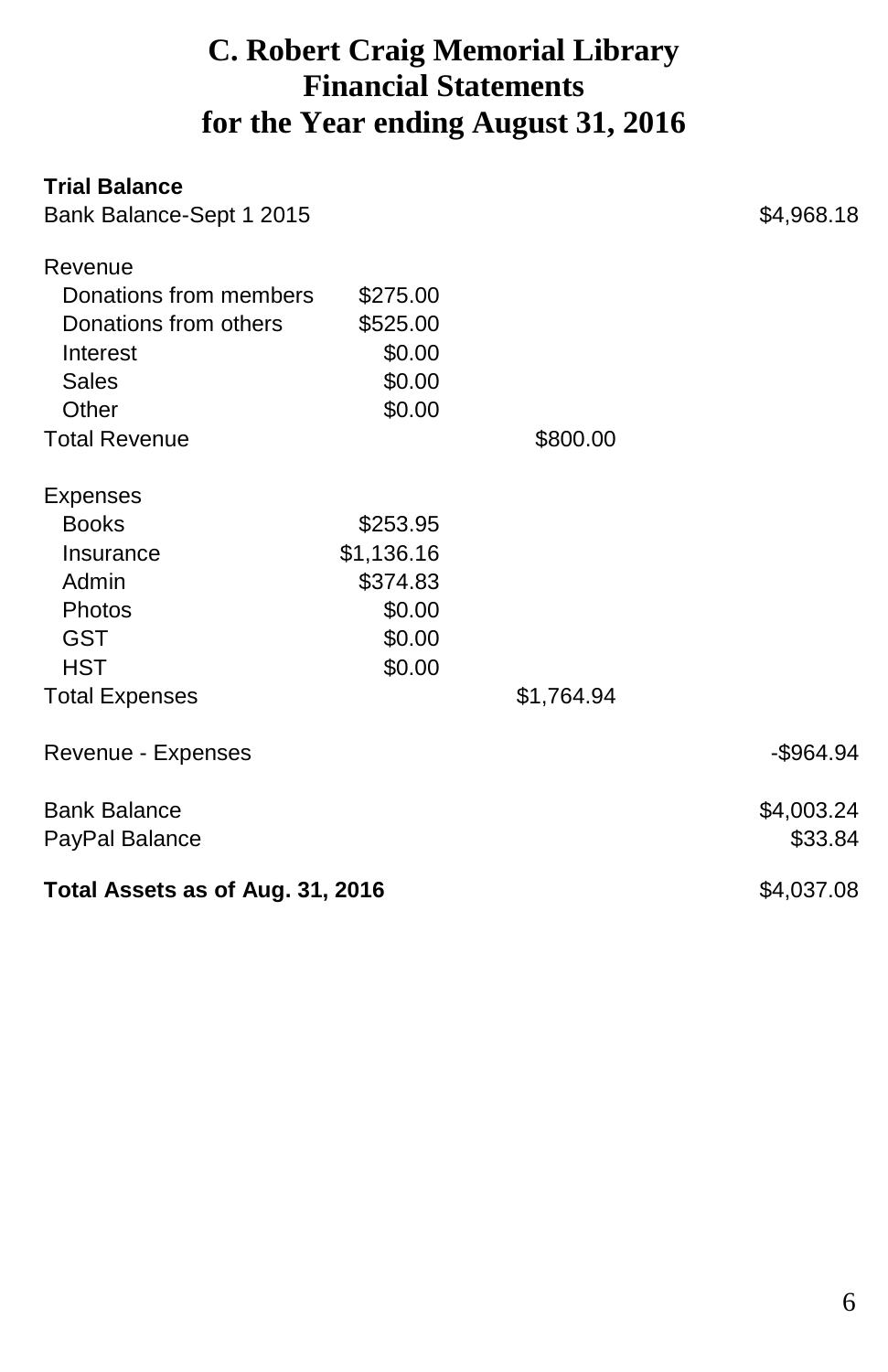# C. Robert Craig Memorial Library
# Financial Statements
# for the Year ending August 31, 2016

| **Trial Balance** | | | |
|---|---|---|---|
| Bank Balance-Sept 1 2015 | | | $4,968.18 |
| | | | |
| Revenue | | | |
| Donations from members | $275.00 | | |
| Donations from others | $525.00 | | |
| Interest | $0.00 | | |
| Sales | $0.00 | | |
| Other | $0.00 | | |
| Total Revenue | | $800.00 | |
| | | | |
| Expenses | | | |
| Books | $253.95 | | |
| Insurance | $1,136.16 | | |
| Admin | $374.83 | | |
| Photos | $0.00 | | |
| GST | $0.00 | | |
| HST | $0.00 | | |
| Total Expenses | | $1,764.94 | |
| | | | |
| Revenue - Expenses | | | -$964.94 |
| | | | |
| Bank Balance | | | $4,003.24 |
| PayPal Balance | | | $33.84 |
| | | | |
| **Total Assets as of Aug. 31, 2016** | | | $4,037.08 |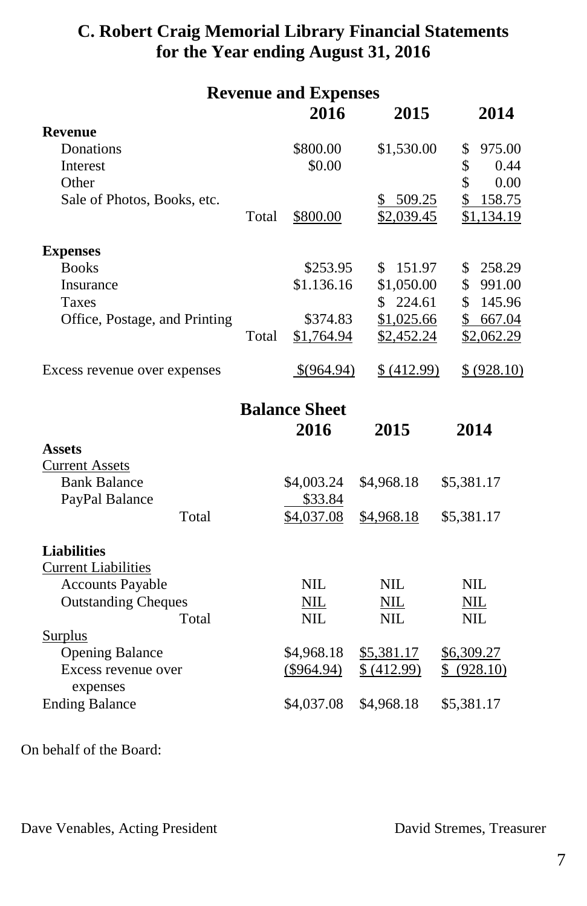# C. Robert Craig Memorial Library Financial Statements for the Year ending August 31, 2016

## Revenue and Expenses

| | | 2016 | 2015 | 2014 |
|---|---|---|---|---|
| **Revenue** | | | | |
| Donations | | $800.00 | $1,530.00 | $ 975.00 |
| Interest | | $0.00 | | $ 0.44 |
| Other | | | | $ 0.00 |
| Sale of Photos, Books, etc. | | | $ 509.25 | $ 158.75 |
| | Total | $800.00 | $2,039.45 | $1,134.19 |
| **Expenses** | | | | |
| Books | | $253.95 | $ 151.97 | $ 258.29 |
| Insurance | | $1.136.16 | $1,050.00 | $ 991.00 |
| Taxes | | | $ 224.61 | $ 145.96 |
| Office, Postage, and Printing | | $374.83 | $1,025.66 | $ 667.04 |
| | Total | $1,764.94 | $2,452.24 | $2,062.29 |
| Excess revenue over expenses | | $(964.94) | $ (412.99) | $ (928.10) |

## Balance Sheet

| | 2016 | 2015 | 2014 |
|---|---|---|---|
| **Assets** | | | |
| Current Assets | | | |
| Bank Balance | $4,003.24 | $4,968.18 | $5,381.17 |
| PayPal Balance | $33.84 | | |
| Total | $4,037.08 | $4,968.18 | $5,381.17 |
| **Liabilities** | | | |
| Current Liabilities | | | |
| Accounts Payable | NIL | NIL | NIL |
| Outstanding Cheques | NIL | NIL | NIL |
| Total | NIL | NIL | NIL |
| Surplus | | | |
| Opening Balance | $4,968.18 | $5,381.17 | $6,309.27 |
| Excess revenue over expenses | ($964.94) | $ (412.99) | $ (928.10) |
| Ending Balance | $4,037.08 | $4,968.18 | $5,381.17 |

On behalf of the Board:

Dave Venables, Acting President

David Stremes, Treasurer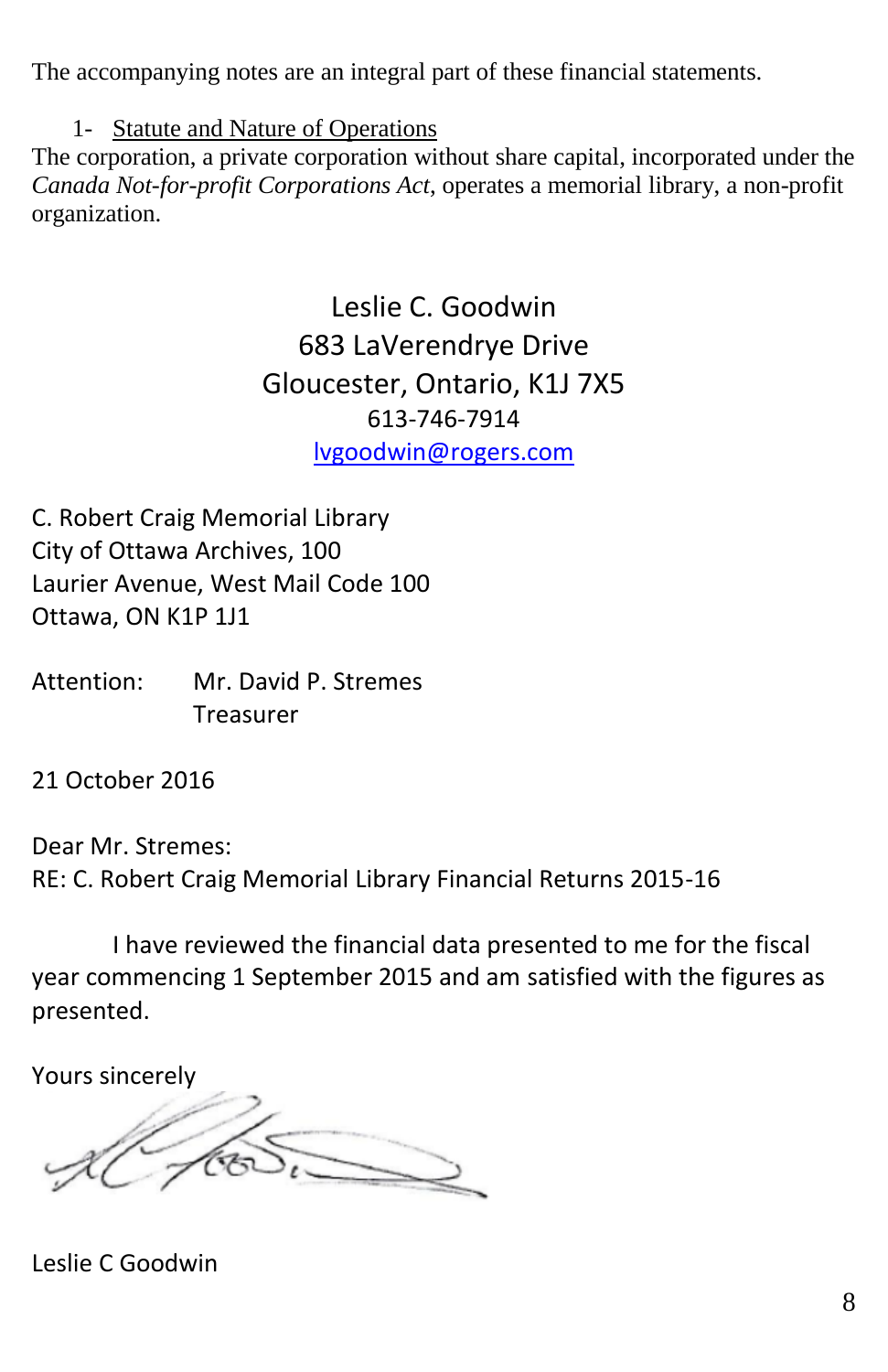The accompanying notes are an integral part of these financial statements.

1- Statute and Nature of Operations

The corporation, a private corporation without share capital, incorporated under the *Canada Not-for-profit Corporations Act*, operates a memorial library, a non-profit organization.

Leslie C. Goodwin
683 LaVerendrye Drive
Gloucester, Ontario, K1J 7X5
613-746-7914
lvgoodwin@rogers.com

C. Robert Craig Memorial Library
City of Ottawa Archives, 100
Laurier Avenue, West Mail Code 100
Ottawa, ON K1P 1J1

Attention: Mr. David P. Stremes
Treasurer

21 October 2016

Dear Mr. Stremes:
RE: C. Robert Craig Memorial Library Financial Returns 2015-16

I have reviewed the financial data presented to me for the fiscal year commencing 1 September 2015 and am satisfied with the figures as presented.

Yours sincerely

Leslie C Goodwin